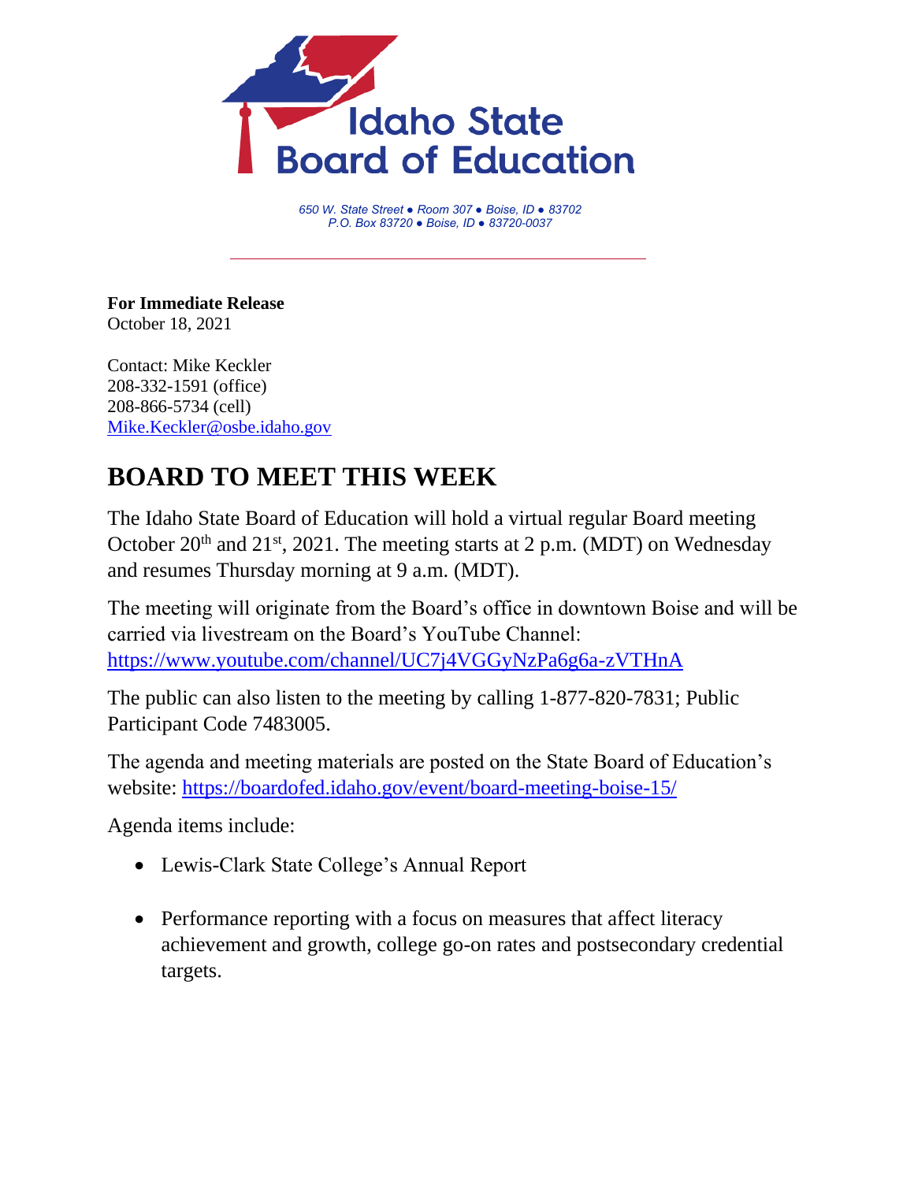Idaho State Board of Education

*650 W. State Street ● Room 307 ● Boise, ID ● 83702*
*P.O. Box 83720 ● Boise, ID ● 83720-0037*

**For Immediate Release**
October 18, 2021

Contact: Mike Keckler
208-332-1591 (office)
208-866-5734 (cell)
Mike.Keckler@osbe.idaho.gov

# BOARD TO MEET THIS WEEK

The Idaho State Board of Education will hold a virtual regular Board meeting October 20th and 21st, 2021. The meeting starts at 2 p.m. (MDT) on Wednesday and resumes Thursday morning at 9 a.m. (MDT).

The meeting will originate from the Board's office in downtown Boise and will be carried via livestream on the Board's YouTube Channel: https://www.youtube.com/channel/UC7j4VGGyNzPa6g6a-zVTHnA

The public can also listen to the meeting by calling 1-877-820-7831; Public Participant Code 7483005.

The agenda and meeting materials are posted on the State Board of Education's website: https://boardofed.idaho.gov/event/board-meeting-boise-15/

Agenda items include:

- Lewis-Clark State College's Annual Report
- Performance reporting with a focus on measures that affect literacy achievement and growth, college go-on rates and postsecondary credential targets.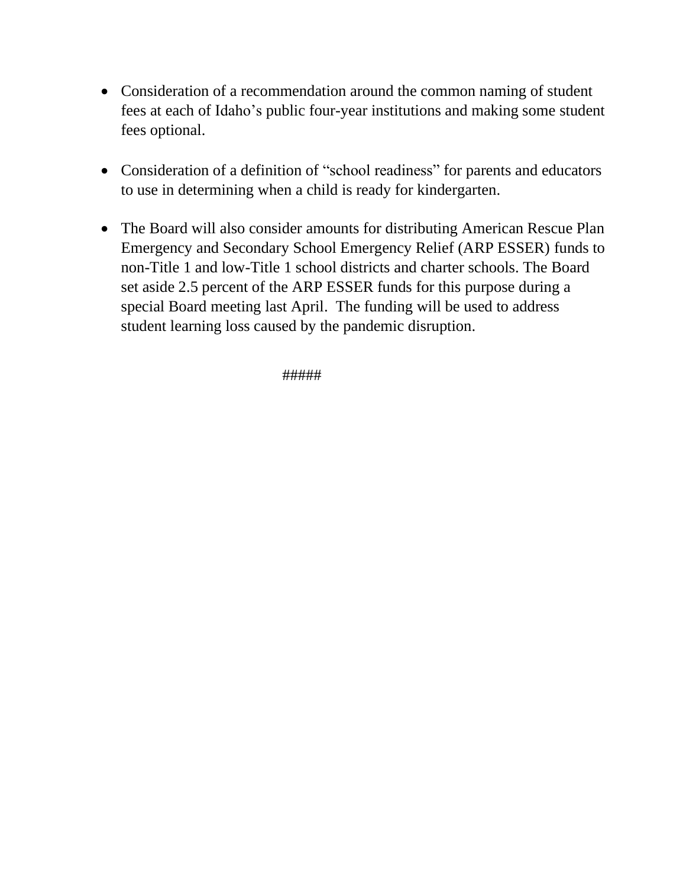- Consideration of a recommendation around the common naming of student fees at each of Idaho's public four-year institutions and making some student fees optional.

- Consideration of a definition of "school readiness" for parents and educators to use in determining when a child is ready for kindergarten.

- The Board will also consider amounts for distributing American Rescue Plan Emergency and Secondary School Emergency Relief (ARP ESSER) funds to non-Title 1 and low-Title 1 school districts and charter schools. The Board set aside 2.5 percent of the ARP ESSER funds for this purpose during a special Board meeting last April. The funding will be used to address student learning loss caused by the pandemic disruption.

#####